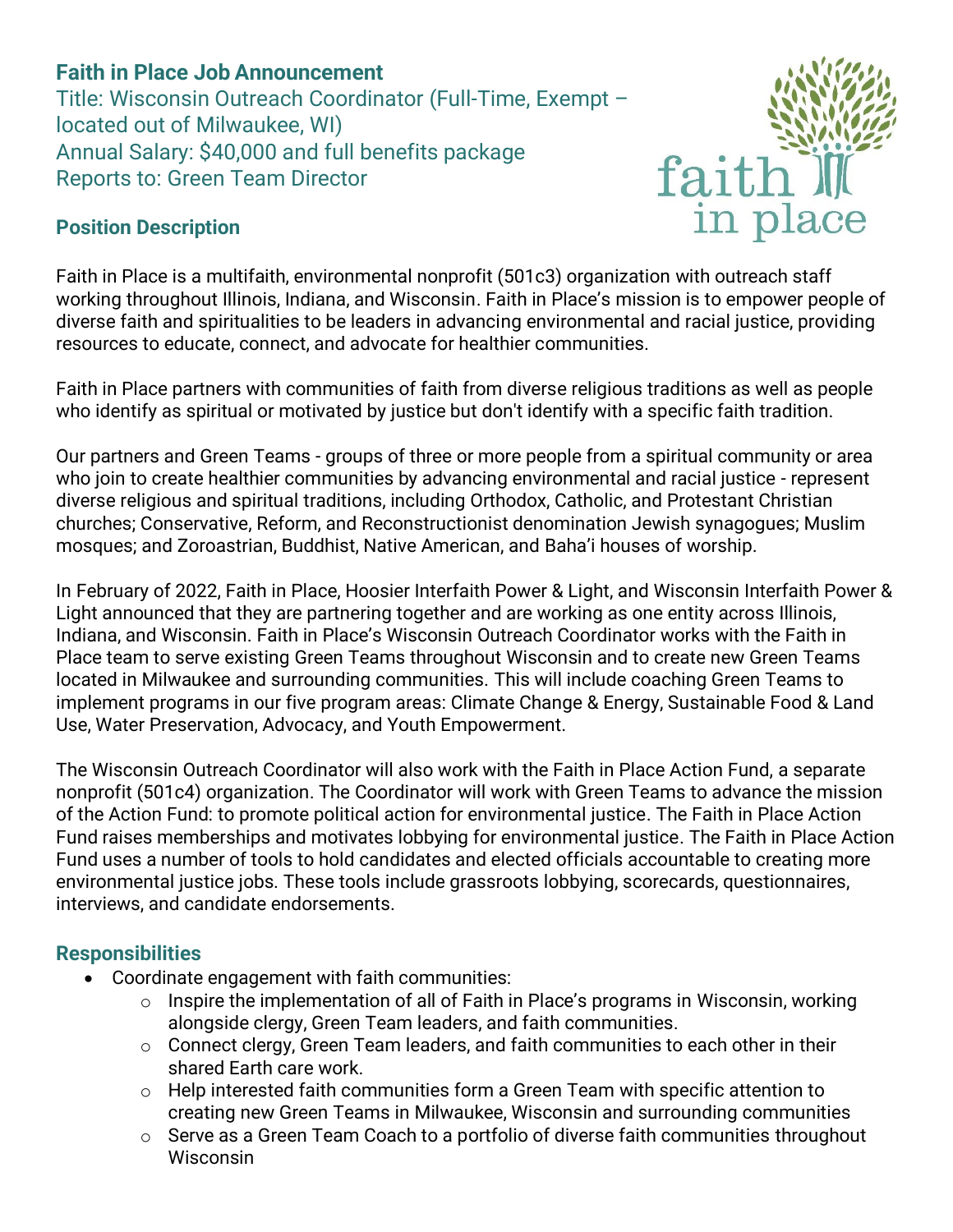# Faith in Place Job Announcement

Title: Wisconsin Outreach Coordinator (Full-Time, Exempt – located out of Milwaukee, WI)
Annual Salary: $40,000 and full benefits package
Reports to: Green Team Director

## Position Description

Faith in Place is a multifaith, environmental nonprofit (501c3) organization with outreach staff working throughout Illinois, Indiana, and Wisconsin. Faith in Place's mission is to empower people of diverse faith and spiritualities to be leaders in advancing environmental and racial justice, providing resources to educate, connect, and advocate for healthier communities.

Faith in Place partners with communities of faith from diverse religious traditions as well as people who identify as spiritual or motivated by justice but don't identify with a specific faith tradition.

Our partners and Green Teams - groups of three or more people from a spiritual community or area who join to create healthier communities by advancing environmental and racial justice - represent diverse religious and spiritual traditions, including Orthodox, Catholic, and Protestant Christian churches; Conservative, Reform, and Reconstructionist denomination Jewish synagogues; Muslim mosques; and Zoroastrian, Buddhist, Native American, and Baha'i houses of worship.

In February of 2022, Faith in Place, Hoosier Interfaith Power & Light, and Wisconsin Interfaith Power & Light announced that they are partnering together and are working as one entity across Illinois, Indiana, and Wisconsin. Faith in Place's Wisconsin Outreach Coordinator works with the Faith in Place team to serve existing Green Teams throughout Wisconsin and to create new Green Teams located in Milwaukee and surrounding communities. This will include coaching Green Teams to implement programs in our five program areas: Climate Change & Energy, Sustainable Food & Land Use, Water Preservation, Advocacy, and Youth Empowerment.

The Wisconsin Outreach Coordinator will also work with the Faith in Place Action Fund, a separate nonprofit (501c4) organization. The Coordinator will work with Green Teams to advance the mission of the Action Fund: to promote political action for environmental justice. The Faith in Place Action Fund raises memberships and motivates lobbying for environmental justice. The Faith in Place Action Fund uses a number of tools to hold candidates and elected officials accountable to creating more environmental justice jobs. These tools include grassroots lobbying, scorecards, questionnaires, interviews, and candidate endorsements.

## Responsibilities

- Coordinate engagement with faith communities:
  - Inspire the implementation of all of Faith in Place's programs in Wisconsin, working alongside clergy, Green Team leaders, and faith communities.
  - Connect clergy, Green Team leaders, and faith communities to each other in their shared Earth care work.
  - Help interested faith communities form a Green Team with specific attention to creating new Green Teams in Milwaukee, Wisconsin and surrounding communities
  - Serve as a Green Team Coach to a portfolio of diverse faith communities throughout Wisconsin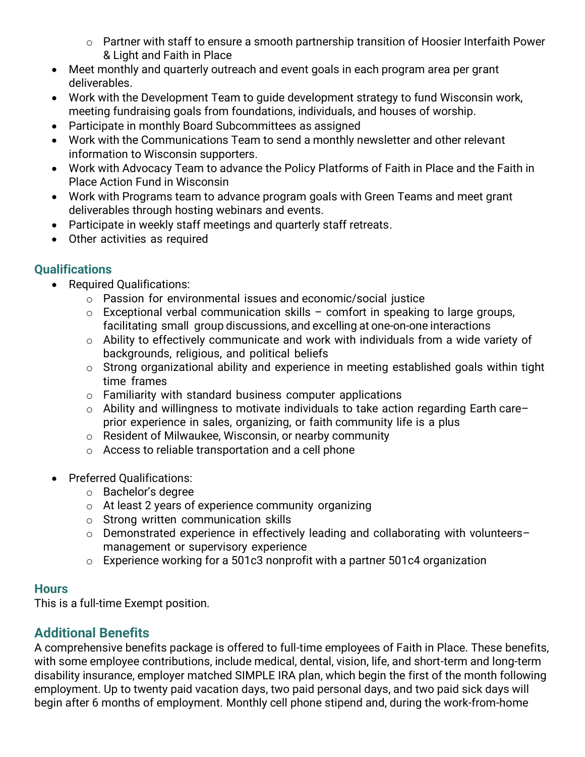- Partner with staff to ensure a smooth partnership transition of Hoosier Interfaith Power & Light and Faith in Place
- Meet monthly and quarterly outreach and event goals in each program area per grant deliverables.
- Work with the Development Team to guide development strategy to fund Wisconsin work, meeting fundraising goals from foundations, individuals, and houses of worship.
- Participate in monthly Board Subcommittees as assigned
- Work with the Communications Team to send a monthly newsletter and other relevant information to Wisconsin supporters.
- Work with Advocacy Team to advance the Policy Platforms of Faith in Place and the Faith in Place Action Fund in Wisconsin
- Work with Programs team to advance program goals with Green Teams and meet grant deliverables through hosting webinars and events.
- Participate in weekly staff meetings and quarterly staff retreats.
- Other activities as required

## Qualifications

- Required Qualifications:
    - Passion for environmental issues and economic/social justice
    - Exceptional verbal communication skills – comfort in speaking to large groups, facilitating small group discussions, and excelling at one-on-one interactions
    - Ability to effectively communicate and work with individuals from a wide variety of backgrounds, religious, and political beliefs
    - Strong organizational ability and experience in meeting established goals within tight time frames
    - Familiarity with standard business computer applications
    - Ability and willingness to motivate individuals to take action regarding Earth care– prior experience in sales, organizing, or faith community life is a plus
    - Resident of Milwaukee, Wisconsin, or nearby community
    - Access to reliable transportation and a cell phone

- Preferred Qualifications:
    - Bachelor's degree
    - At least 2 years of experience community organizing
    - Strong written communication skills
    - Demonstrated experience in effectively leading and collaborating with volunteers– management or supervisory experience
    - Experience working for a 501c3 nonprofit with a partner 501c4 organization

## Hours

This is a full-time Exempt position.

## Additional Benefits

A comprehensive benefits package is offered to full-time employees of Faith in Place. These benefits, with some employee contributions, include medical, dental, vision, life, and short-term and long-term disability insurance, employer matched SIMPLE IRA plan, which begin the first of the month following employment. Up to twenty paid vacation days, two paid personal days, and two paid sick days will begin after 6 months of employment. Monthly cell phone stipend and, during the work-from-home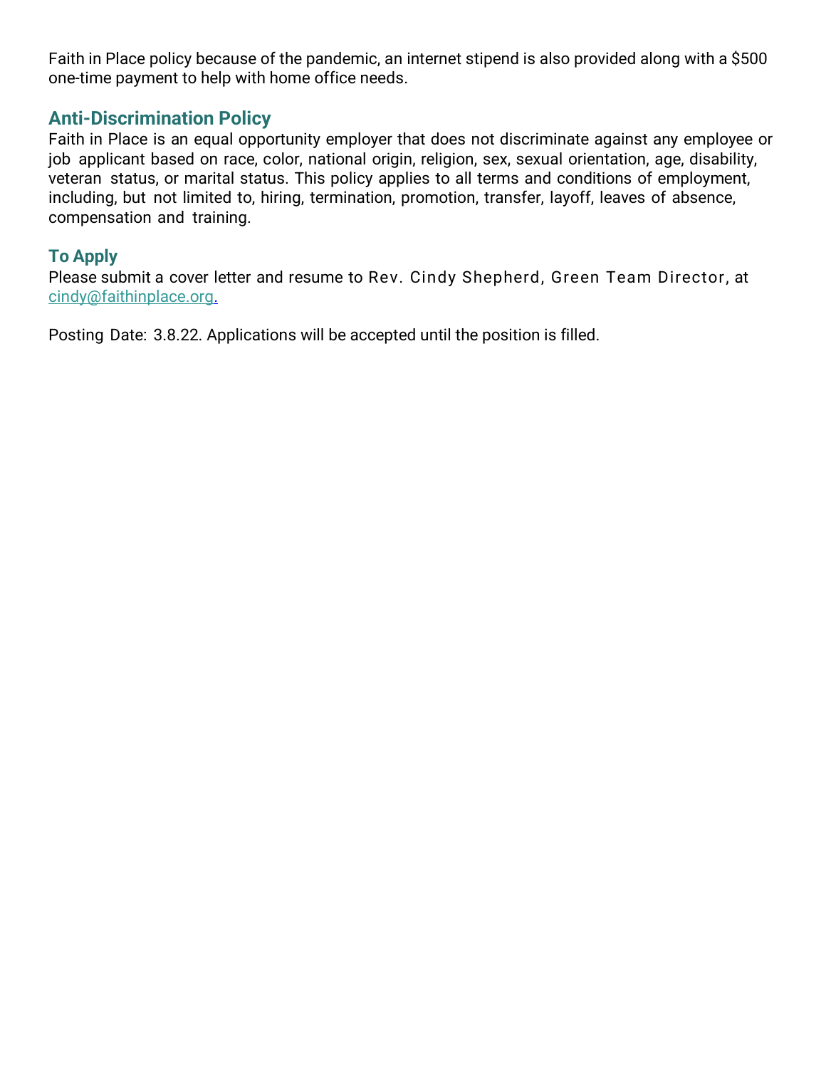Faith in Place policy because of the pandemic, an internet stipend is also provided along with a $500 one-time payment to help with home office needs.

## Anti-Discrimination Policy

Faith in Place is an equal opportunity employer that does not discriminate against any employee or job applicant based on race, color, national origin, religion, sex, sexual orientation, age, disability, veteran status, or marital status. This policy applies to all terms and conditions of employment, including, but not limited to, hiring, termination, promotion, transfer, layoff, leaves of absence, compensation and training.

## To Apply

Please submit a cover letter and resume to Rev. Cindy Shepherd, Green Team Director, at [cindy@faithinplace.org](mailto:cindy@faithinplace.org).

Posting Date: 3.8.22. Applications will be accepted until the position is filled.